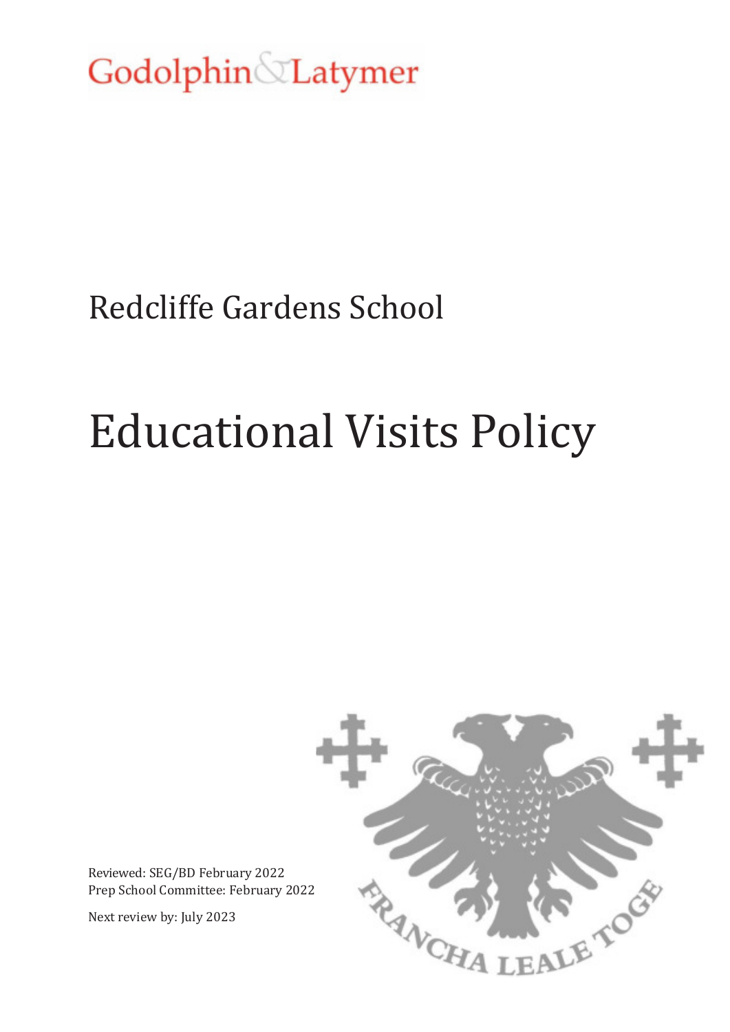Godolphin&Latymer

Redcliffe Gardens School

# Educational Visits Policy

Reviewed: SEG/BD February 2022
Prep School Committee: February 2022

Next review by: July 2023

FRANCHA LEALE TOGE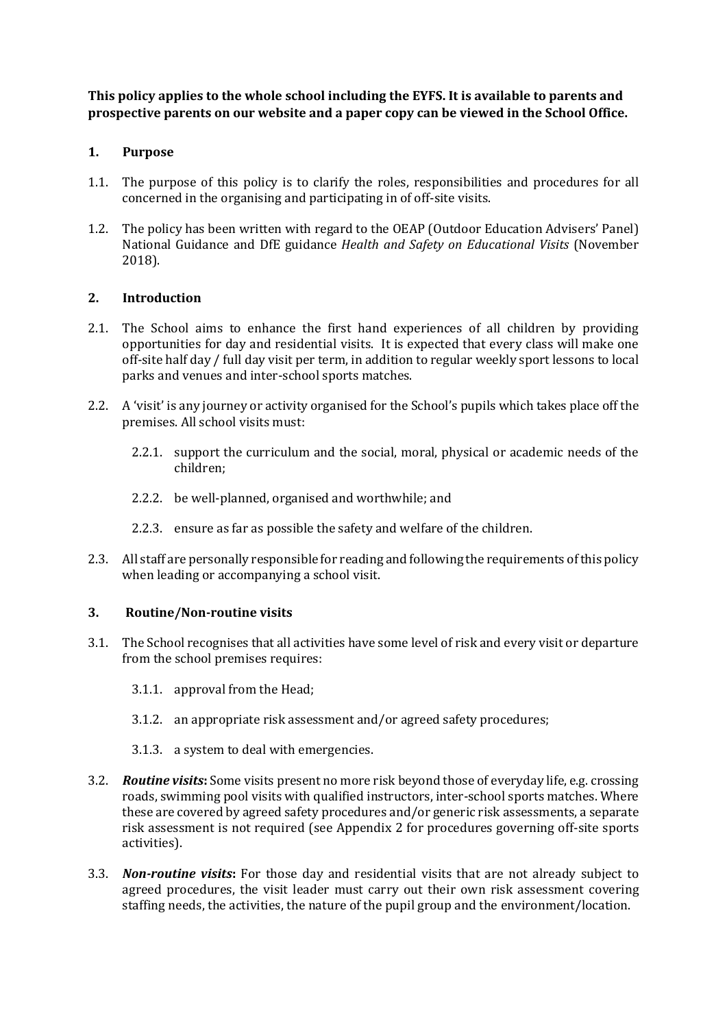**This policy applies to the whole school including the EYFS. It is available to parents and prospective parents on our website and a paper copy can be viewed in the School Office.**

## 1. Purpose

1.1. The purpose of this policy is to clarify the roles, responsibilities and procedures for all concerned in the organising and participating in of off-site visits.

1.2. The policy has been written with regard to the OEAP (Outdoor Education Advisers' Panel) National Guidance and DfE guidance *Health and Safety on Educational Visits* (November 2018).

## 2. Introduction

2.1. The School aims to enhance the first hand experiences of all children by providing opportunities for day and residential visits. It is expected that every class will make one off-site half day / full day visit per term, in addition to regular weekly sport lessons to local parks and venues and inter-school sports matches.

2.2. A 'visit' is any journey or activity organised for the School's pupils which takes place off the premises. All school visits must:

2.2.1. support the curriculum and the social, moral, physical or academic needs of the children;

2.2.2. be well-planned, organised and worthwhile; and

2.2.3. ensure as far as possible the safety and welfare of the children.

2.3. All staff are personally responsible for reading and following the requirements of this policy when leading or accompanying a school visit.

## 3. Routine/Non-routine visits

3.1. The School recognises that all activities have some level of risk and every visit or departure from the school premises requires:

3.1.1. approval from the Head;

3.1.2. an appropriate risk assessment and/or agreed safety procedures;

3.1.3. a system to deal with emergencies.

3.2. ***Routine visits*:** Some visits present no more risk beyond those of everyday life, e.g. crossing roads, swimming pool visits with qualified instructors, inter-school sports matches. Where these are covered by agreed safety procedures and/or generic risk assessments, a separate risk assessment is not required (see Appendix 2 for procedures governing off-site sports activities).

3.3. ***Non-routine visits*:** For those day and residential visits that are not already subject to agreed procedures, the visit leader must carry out their own risk assessment covering staffing needs, the activities, the nature of the pupil group and the environment/location.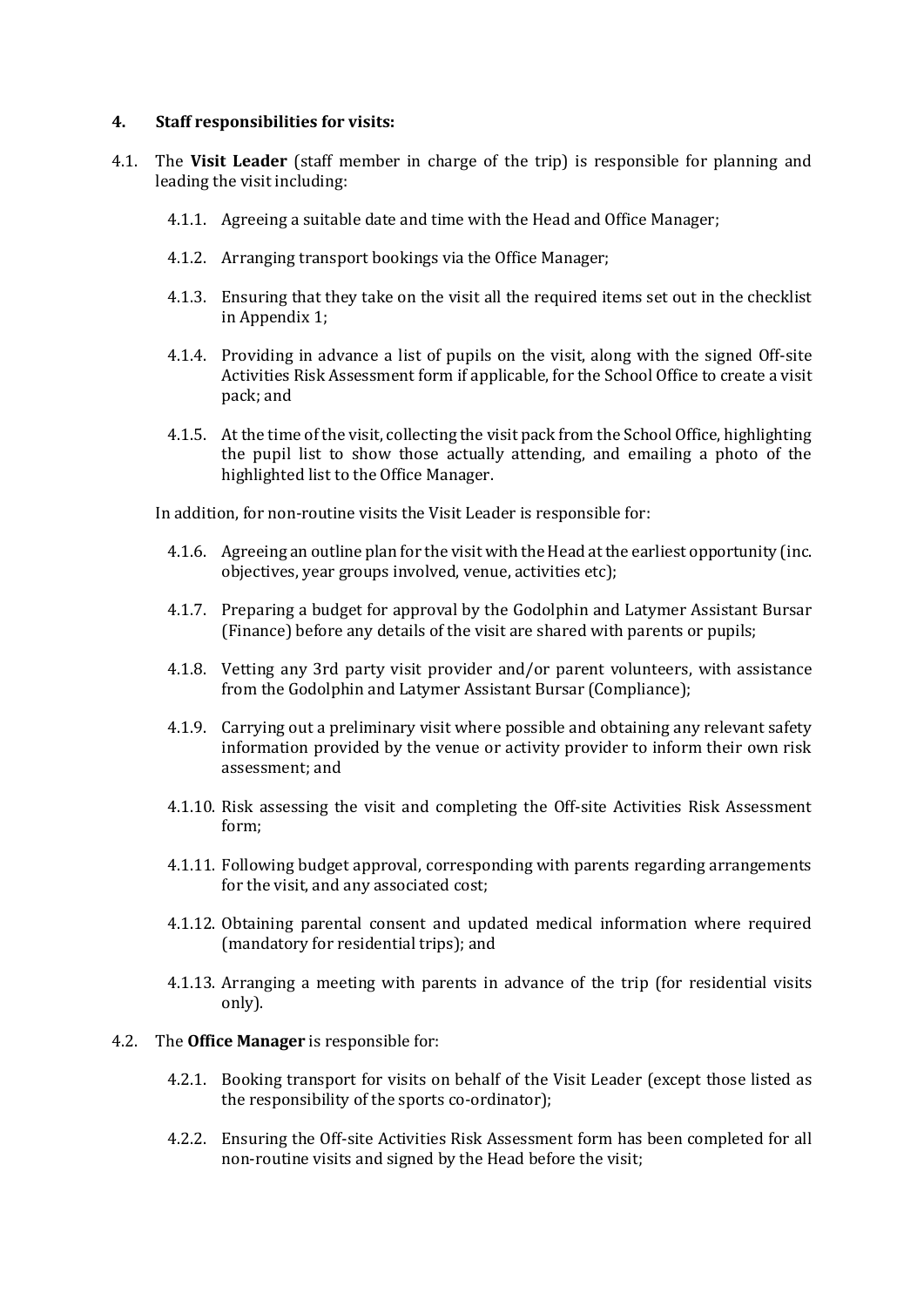**4. Staff responsibilities for visits:**

4.1. The **Visit Leader** (staff member in charge of the trip) is responsible for planning and leading the visit including:

- 4.1.1. Agreeing a suitable date and time with the Head and Office Manager;
- 4.1.2. Arranging transport bookings via the Office Manager;
- 4.1.3. Ensuring that they take on the visit all the required items set out in the checklist in Appendix 1;
- 4.1.4. Providing in advance a list of pupils on the visit, along with the signed Off-site Activities Risk Assessment form if applicable, for the School Office to create a visit pack; and
- 4.1.5. At the time of the visit, collecting the visit pack from the School Office, highlighting the pupil list to show those actually attending, and emailing a photo of the highlighted list to the Office Manager.

In addition, for non-routine visits the Visit Leader is responsible for:

- 4.1.6. Agreeing an outline plan for the visit with the Head at the earliest opportunity (inc. objectives, year groups involved, venue, activities etc);
- 4.1.7. Preparing a budget for approval by the Godolphin and Latymer Assistant Bursar (Finance) before any details of the visit are shared with parents or pupils;
- 4.1.8. Vetting any 3rd party visit provider and/or parent volunteers, with assistance from the Godolphin and Latymer Assistant Bursar (Compliance);
- 4.1.9. Carrying out a preliminary visit where possible and obtaining any relevant safety information provided by the venue or activity provider to inform their own risk assessment; and
- 4.1.10. Risk assessing the visit and completing the Off-site Activities Risk Assessment form;
- 4.1.11. Following budget approval, corresponding with parents regarding arrangements for the visit, and any associated cost;
- 4.1.12. Obtaining parental consent and updated medical information where required (mandatory for residential trips); and
- 4.1.13. Arranging a meeting with parents in advance of the trip (for residential visits only).

4.2. The **Office Manager** is responsible for:

- 4.2.1. Booking transport for visits on behalf of the Visit Leader (except those listed as the responsibility of the sports co-ordinator);
- 4.2.2. Ensuring the Off-site Activities Risk Assessment form has been completed for all non-routine visits and signed by the Head before the visit;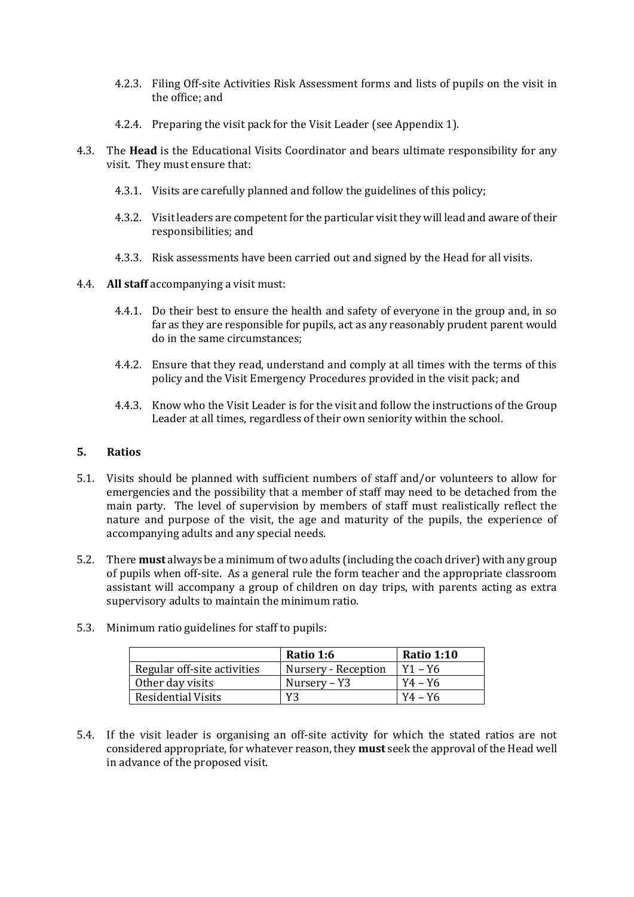4.2.3. Filing Off-site Activities Risk Assessment forms and lists of pupils on the visit in the office; and

4.2.4. Preparing the visit pack for the Visit Leader (see Appendix 1).

4.3. The **Head** is the Educational Visits Coordinator and bears ultimate responsibility for any visit. They must ensure that:

4.3.1. Visits are carefully planned and follow the guidelines of this policy;

4.3.2. Visit leaders are competent for the particular visit they will lead and aware of their responsibilities; and

4.3.3. Risk assessments have been carried out and signed by the Head for all visits.

4.4. **All staff** accompanying a visit must:

4.4.1. Do their best to ensure the health and safety of everyone in the group and, in so far as they are responsible for pupils, act as any reasonably prudent parent would do in the same circumstances;

4.4.2. Ensure that they read, understand and comply at all times with the terms of this policy and the Visit Emergency Procedures provided in the visit pack; and

4.4.3. Know who the Visit Leader is for the visit and follow the instructions of the Group Leader at all times, regardless of their own seniority within the school.

## 5. Ratios

5.1. Visits should be planned with sufficient numbers of staff and/or volunteers to allow for emergencies and the possibility that a member of staff may need to be detached from the main party. The level of supervision by members of staff must realistically reflect the nature and purpose of the visit, the age and maturity of the pupils, the experience of accompanying adults and any special needs.

5.2. There **must** always be a minimum of two adults (including the coach driver) with any group of pupils when off-site. As a general rule the form teacher and the appropriate classroom assistant will accompany a group of children on day trips, with parents acting as extra supervisory adults to maintain the minimum ratio.

5.3. Minimum ratio guidelines for staff to pupils:

| | **Ratio 1:6** | **Ratio 1:10** |
|---|---|---|
| Regular off-site activities | Nursery - Reception | Y1 – Y6 |
| Other day visits | Nursery – Y3 | Y4 – Y6 |
| Residential Visits | Y3 | Y4 – Y6 |

5.4. If the visit leader is organising an off-site activity for which the stated ratios are not considered appropriate, for whatever reason, they **must** seek the approval of the Head well in advance of the proposed visit.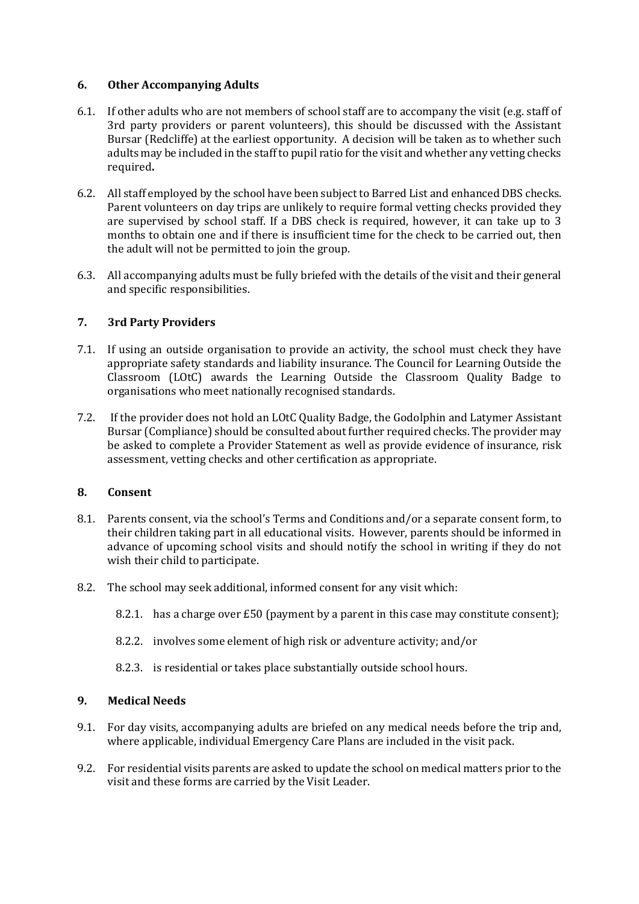## 6. Other Accompanying Adults

6.1. If other adults who are not members of school staff are to accompany the visit (e.g. staff of 3rd party providers or parent volunteers), this should be discussed with the Assistant Bursar (Redcliffe) at the earliest opportunity. A decision will be taken as to whether such adults may be included in the staff to pupil ratio for the visit and whether any vetting checks required**.**

6.2. All staff employed by the school have been subject to Barred List and enhanced DBS checks. Parent volunteers on day trips are unlikely to require formal vetting checks provided they are supervised by school staff. If a DBS check is required, however, it can take up to 3 months to obtain one and if there is insufficient time for the check to be carried out, then the adult will not be permitted to join the group.

6.3. All accompanying adults must be fully briefed with the details of the visit and their general and specific responsibilities.

## 7. 3rd Party Providers

7.1. If using an outside organisation to provide an activity, the school must check they have appropriate safety standards and liability insurance. The Council for Learning Outside the Classroom (LOtC) awards the Learning Outside the Classroom Quality Badge to organisations who meet nationally recognised standards.

7.2. If the provider does not hold an LOtC Quality Badge, the Godolphin and Latymer Assistant Bursar (Compliance) should be consulted about further required checks. The provider may be asked to complete a Provider Statement as well as provide evidence of insurance, risk assessment, vetting checks and other certification as appropriate.

## 8. Consent

8.1. Parents consent, via the school's Terms and Conditions and/or a separate consent form, to their children taking part in all educational visits. However, parents should be informed in advance of upcoming school visits and should notify the school in writing if they do not wish their child to participate.

8.2. The school may seek additional, informed consent for any visit which:

- 8.2.1. has a charge over £50 (payment by a parent in this case may constitute consent);
- 8.2.2. involves some element of high risk or adventure activity; and/or
- 8.2.3. is residential or takes place substantially outside school hours.

## 9. Medical Needs

9.1. For day visits, accompanying adults are briefed on any medical needs before the trip and, where applicable, individual Emergency Care Plans are included in the visit pack.

9.2. For residential visits parents are asked to update the school on medical matters prior to the visit and these forms are carried by the Visit Leader.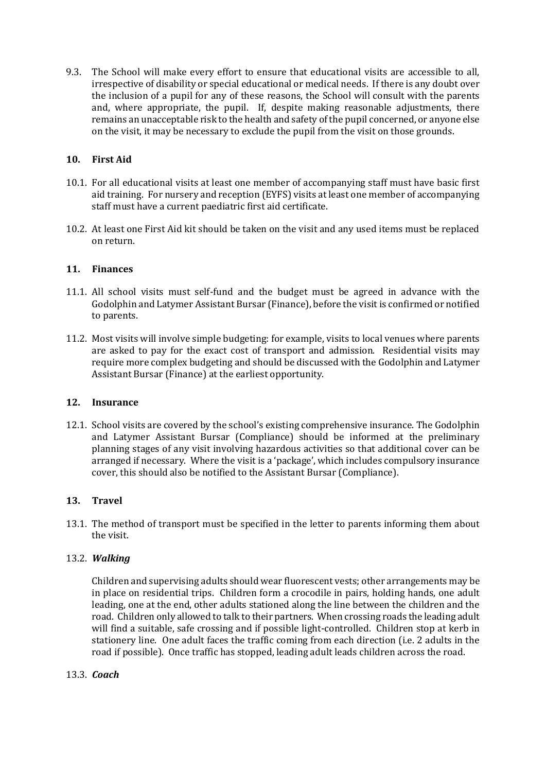9.3. The School will make every effort to ensure that educational visits are accessible to all, irrespective of disability or special educational or medical needs. If there is any doubt over the inclusion of a pupil for any of these reasons, the School will consult with the parents and, where appropriate, the pupil. If, despite making reasonable adjustments, there remains an unacceptable risk to the health and safety of the pupil concerned, or anyone else on the visit, it may be necessary to exclude the pupil from the visit on those grounds.

## 10. First Aid

10.1. For all educational visits at least one member of accompanying staff must have basic first aid training. For nursery and reception (EYFS) visits at least one member of accompanying staff must have a current paediatric first aid certificate.

10.2. At least one First Aid kit should be taken on the visit and any used items must be replaced on return.

## 11. Finances

11.1. All school visits must self-fund and the budget must be agreed in advance with the Godolphin and Latymer Assistant Bursar (Finance), before the visit is confirmed or notified to parents.

11.2. Most visits will involve simple budgeting: for example, visits to local venues where parents are asked to pay for the exact cost of transport and admission. Residential visits may require more complex budgeting and should be discussed with the Godolphin and Latymer Assistant Bursar (Finance) at the earliest opportunity.

## 12. Insurance

12.1. School visits are covered by the school's existing comprehensive insurance. The Godolphin and Latymer Assistant Bursar (Compliance) should be informed at the preliminary planning stages of any visit involving hazardous activities so that additional cover can be arranged if necessary. Where the visit is a 'package', which includes compulsory insurance cover, this should also be notified to the Assistant Bursar (Compliance).

## 13. Travel

13.1. The method of transport must be specified in the letter to parents informing them about the visit.

13.2. ***Walking***

Children and supervising adults should wear fluorescent vests; other arrangements may be in place on residential trips. Children form a crocodile in pairs, holding hands, one adult leading, one at the end, other adults stationed along the line between the children and the road. Children only allowed to talk to their partners. When crossing roads the leading adult will find a suitable, safe crossing and if possible light-controlled. Children stop at kerb in stationery line. One adult faces the traffic coming from each direction (i.e. 2 adults in the road if possible). Once traffic has stopped, leading adult leads children across the road.

13.3. ***Coach***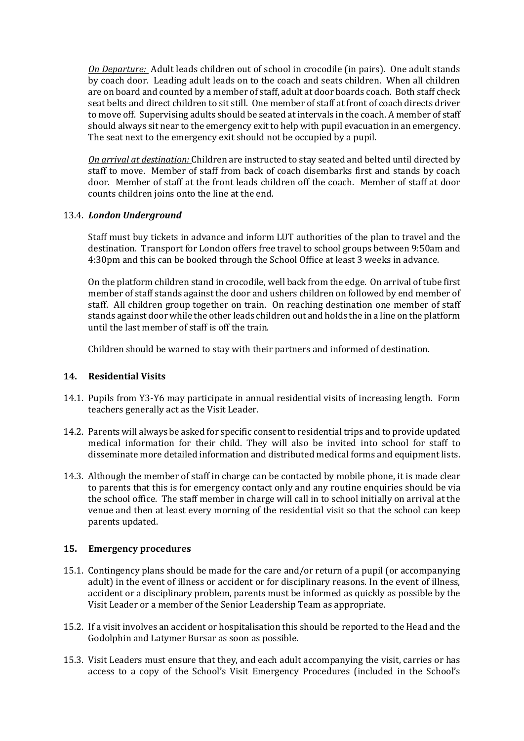*On Departure:* Adult leads children out of school in crocodile (in pairs). One adult stands by coach door. Leading adult leads on to the coach and seats children. When all children are on board and counted by a member of staff, adult at door boards coach. Both staff check seat belts and direct children to sit still. One member of staff at front of coach directs driver to move off. Supervising adults should be seated at intervals in the coach. A member of staff should always sit near to the emergency exit to help with pupil evacuation in an emergency. The seat next to the emergency exit should not be occupied by a pupil.

*On arrival at destination:* Children are instructed to stay seated and belted until directed by staff to move. Member of staff from back of coach disembarks first and stands by coach door. Member of staff at the front leads children off the coach. Member of staff at door counts children joins onto the line at the end.

### 13.4. *London Underground*

Staff must buy tickets in advance and inform LUT authorities of the plan to travel and the destination. Transport for London offers free travel to school groups between 9:50am and 4:30pm and this can be booked through the School Office at least 3 weeks in advance.

On the platform children stand in crocodile, well back from the edge. On arrival of tube first member of staff stands against the door and ushers children on followed by end member of staff. All children group together on train. On reaching destination one member of staff stands against door while the other leads children out and holds the in a line on the platform until the last member of staff is off the train.

Children should be warned to stay with their partners and informed of destination.

## 14. Residential Visits

14.1. Pupils from Y3-Y6 may participate in annual residential visits of increasing length. Form teachers generally act as the Visit Leader.

14.2. Parents will always be asked for specific consent to residential trips and to provide updated medical information for their child. They will also be invited into school for staff to disseminate more detailed information and distributed medical forms and equipment lists.

14.3. Although the member of staff in charge can be contacted by mobile phone, it is made clear to parents that this is for emergency contact only and any routine enquiries should be via the school office. The staff member in charge will call in to school initially on arrival at the venue and then at least every morning of the residential visit so that the school can keep parents updated.

## 15. Emergency procedures

15.1. Contingency plans should be made for the care and/or return of a pupil (or accompanying adult) in the event of illness or accident or for disciplinary reasons. In the event of illness, accident or a disciplinary problem, parents must be informed as quickly as possible by the Visit Leader or a member of the Senior Leadership Team as appropriate.

15.2. If a visit involves an accident or hospitalisation this should be reported to the Head and the Godolphin and Latymer Bursar as soon as possible.

15.3. Visit Leaders must ensure that they, and each adult accompanying the visit, carries or has access to a copy of the School's Visit Emergency Procedures (included in the School's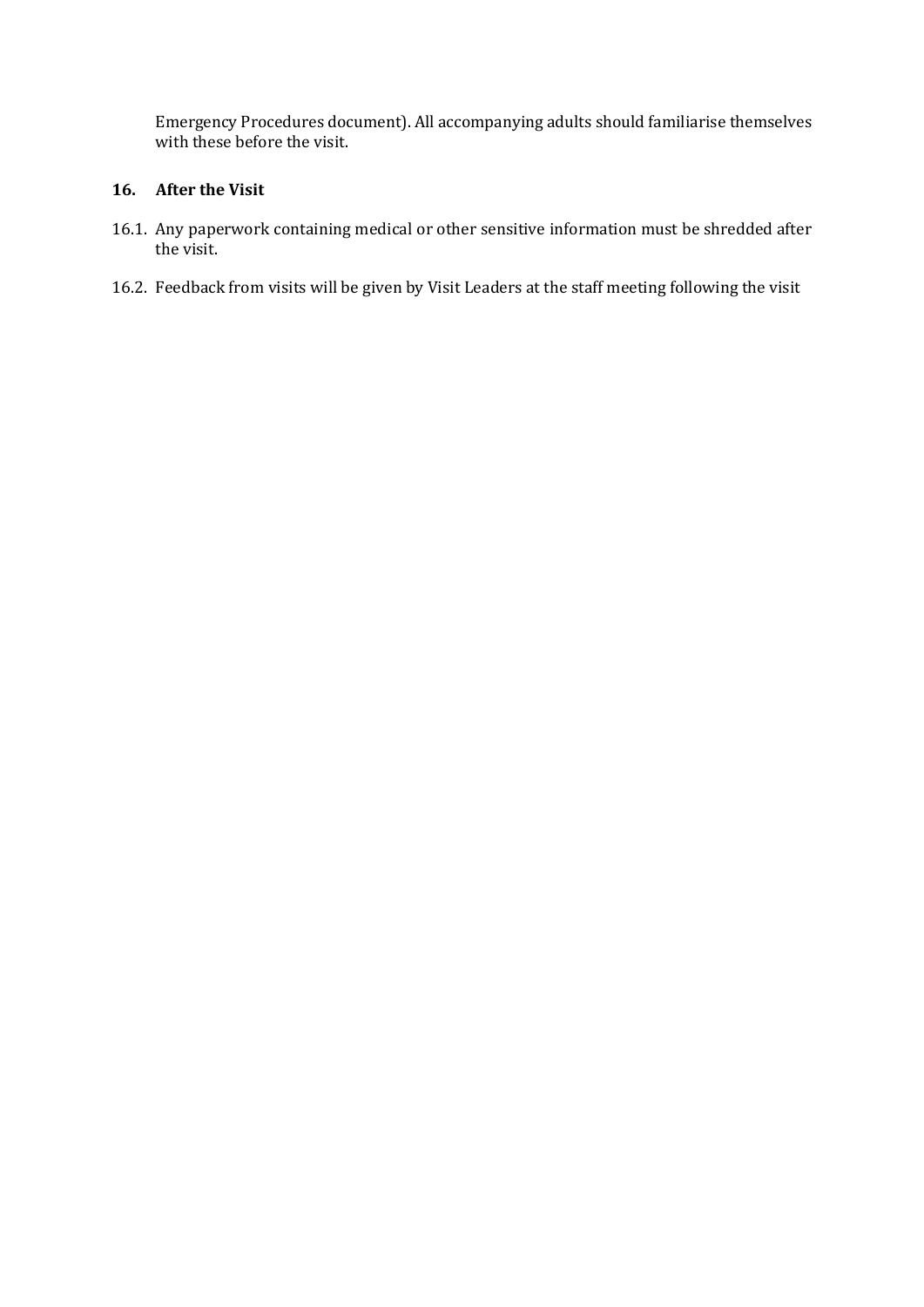Emergency Procedures document). All accompanying adults should familiarise themselves with these before the visit.

## 16. After the Visit

16.1. Any paperwork containing medical or other sensitive information must be shredded after the visit.

16.2. Feedback from visits will be given by Visit Leaders at the staff meeting following the visit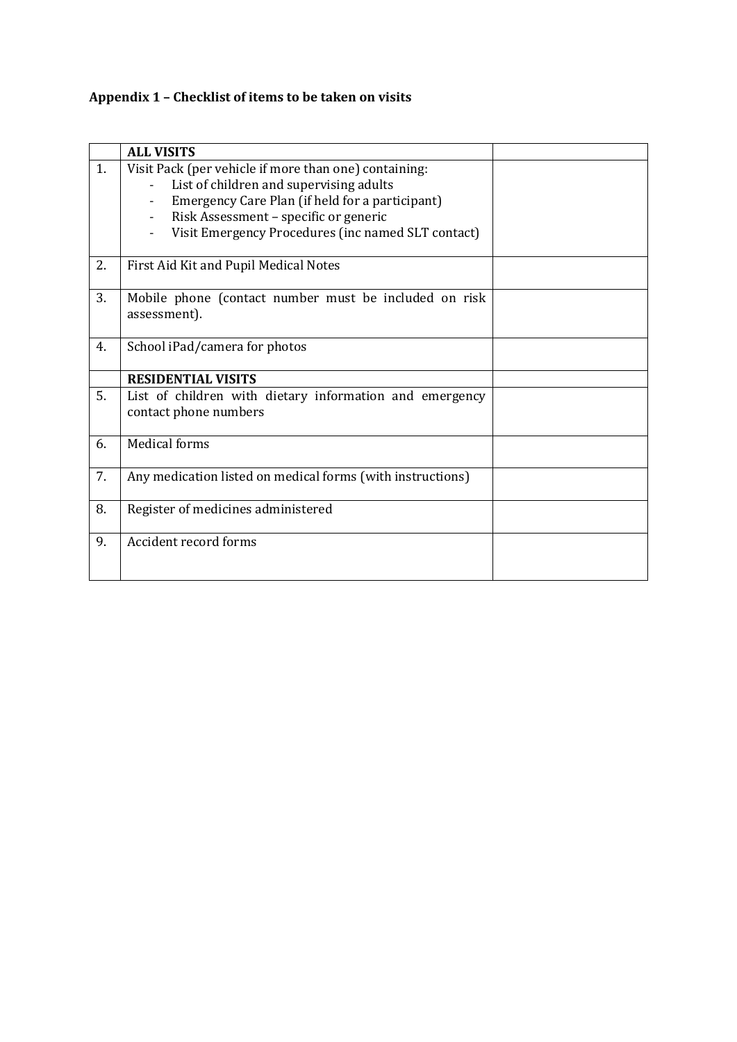**Appendix 1 – Checklist of items to be taken on visits**

| | **ALL VISITS** | |
|---|---|---|
| 1. | Visit Pack (per vehicle if more than one) containing:<br>- List of children and supervising adults<br>- Emergency Care Plan (if held for a participant)<br>- Risk Assessment – specific or generic<br>- Visit Emergency Procedures (inc named SLT contact) | |
| 2. | First Aid Kit and Pupil Medical Notes | |
| 3. | Mobile phone (contact number must be included on risk assessment). | |
| 4. | School iPad/camera for photos | |
| | **RESIDENTIAL VISITS** | |
| 5. | List of children with dietary information and emergency contact phone numbers | |
| 6. | Medical forms | |
| 7. | Any medication listed on medical forms (with instructions) | |
| 8. | Register of medicines administered | |
| 9. | Accident record forms | |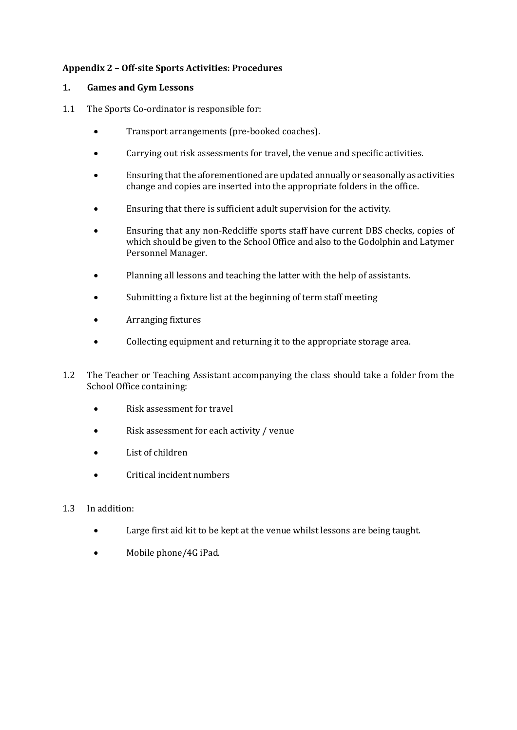**Appendix 2 – Off-site Sports Activities: Procedures**

**1. Games and Gym Lessons**

1.1 The Sports Co-ordinator is responsible for:

- Transport arrangements (pre-booked coaches).
- Carrying out risk assessments for travel, the venue and specific activities.
- Ensuring that the aforementioned are updated annually or seasonally as activities change and copies are inserted into the appropriate folders in the office.
- Ensuring that there is sufficient adult supervision for the activity.
- Ensuring that any non-Redcliffe sports staff have current DBS checks, copies of which should be given to the School Office and also to the Godolphin and Latymer Personnel Manager.
- Planning all lessons and teaching the latter with the help of assistants.
- Submitting a fixture list at the beginning of term staff meeting
- Arranging fixtures
- Collecting equipment and returning it to the appropriate storage area.

1.2 The Teacher or Teaching Assistant accompanying the class should take a folder from the School Office containing:

- Risk assessment for travel
- Risk assessment for each activity / venue
- List of children
- Critical incident numbers

1.3 In addition:

- Large first aid kit to be kept at the venue whilst lessons are being taught.
- Mobile phone/4G iPad.